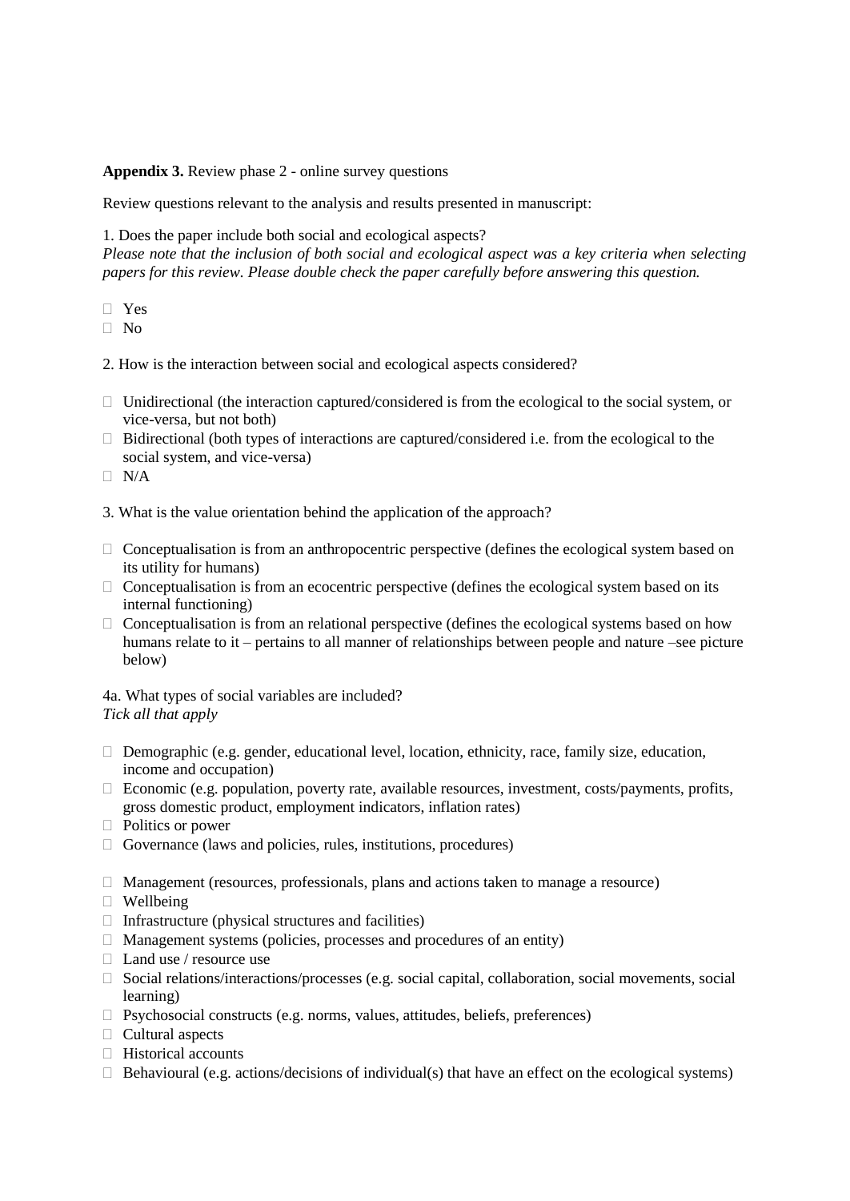**Appendix 3.** Review phase 2 - online survey questions

Review questions relevant to the analysis and results presented in manuscript:

1. Does the paper include both social and ecological aspects?

*Please note that the inclusion of both social and ecological aspect was a key criteria when selecting papers for this review. Please double check the paper carefully before answering this question.*

- Yes
- No

2. How is the interaction between social and ecological aspects considered?

- Unidirectional (the interaction captured/considered is from the ecological to the social system, or vice-versa, but not both)
- Bidirectional (both types of interactions are captured/considered i.e. from the ecological to the social system, and vice-versa)
- N/A

3. What is the value orientation behind the application of the approach?

- Conceptualisation is from an anthropocentric perspective (defines the ecological system based on its utility for humans)
- Conceptualisation is from an ecocentric perspective (defines the ecological system based on its internal functioning)
- Conceptualisation is from an relational perspective (defines the ecological systems based on how humans relate to it – pertains to all manner of relationships between people and nature –see picture below)

4a. What types of social variables are included?

*Tick all that apply*

- Demographic (e.g. gender, educational level, location, ethnicity, race, family size, education, income and occupation)
- Economic (e.g. population, poverty rate, available resources, investment, costs/payments, profits, gross domestic product, employment indicators, inflation rates)
- Politics or power
- Governance (laws and policies, rules, institutions, procedures)
- Management (resources, professionals, plans and actions taken to manage a resource)
- Wellbeing
- Infrastructure (physical structures and facilities)
- Management systems (policies, processes and procedures of an entity)
- Land use / resource use
- Social relations/interactions/processes (e.g. social capital, collaboration, social movements, social learning)
- Psychosocial constructs (e.g. norms, values, attitudes, beliefs, preferences)
- Cultural aspects
- Historical accounts
- Behavioural (e.g. actions/decisions of individual(s) that have an effect on the ecological systems)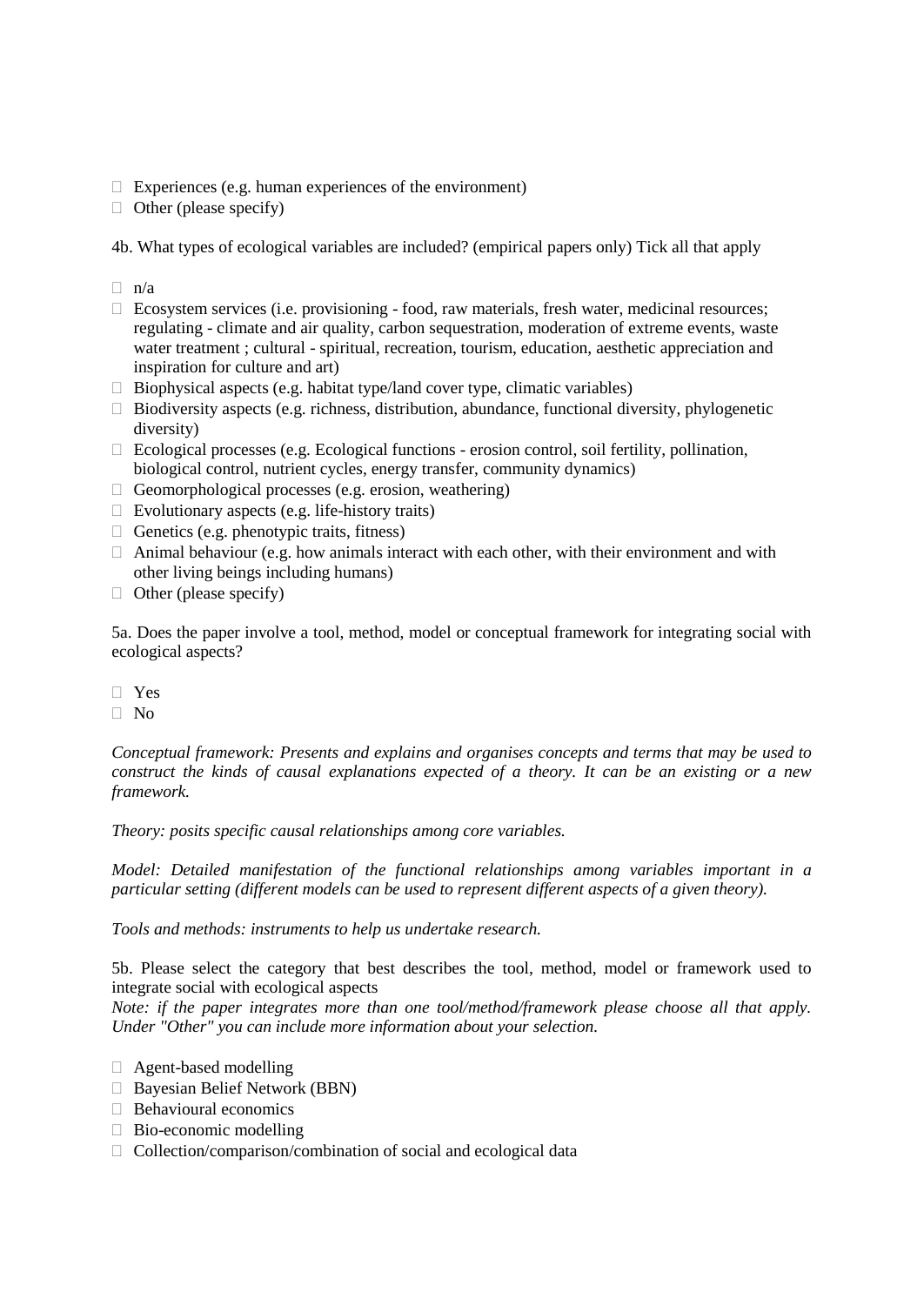- Experiences (e.g. human experiences of the environment)
- Other (please specify)

4b. What types of ecological variables are included? (empirical papers only) Tick all that apply

- n/a
- Ecosystem services (i.e. provisioning - food, raw materials, fresh water, medicinal resources; regulating - climate and air quality, carbon sequestration, moderation of extreme events, waste water treatment ; cultural - spiritual, recreation, tourism, education, aesthetic appreciation and inspiration for culture and art)
- Biophysical aspects (e.g. habitat type/land cover type, climatic variables)
- Biodiversity aspects (e.g. richness, distribution, abundance, functional diversity, phylogenetic diversity)
- Ecological processes (e.g. Ecological functions - erosion control, soil fertility, pollination, biological control, nutrient cycles, energy transfer, community dynamics)
- Geomorphological processes (e.g. erosion, weathering)
- Evolutionary aspects (e.g. life-history traits)
- Genetics (e.g. phenotypic traits, fitness)
- Animal behaviour (e.g. how animals interact with each other, with their environment and with other living beings including humans)
- Other (please specify)

5a. Does the paper involve a tool, method, model or conceptual framework for integrating social with ecological aspects?

- Yes
- No

*Conceptual framework: Presents and explains and organises concepts and terms that may be used to construct the kinds of causal explanations expected of a theory. It can be an existing or a new framework.*

*Theory: posits specific causal relationships among core variables.*

*Model: Detailed manifestation of the functional relationships among variables important in a particular setting (different models can be used to represent different aspects of a given theory).*

*Tools and methods: instruments to help us undertake research.*

5b. Please select the category that best describes the tool, method, model or framework used to integrate social with ecological aspects
*Note: if the paper integrates more than one tool/method/framework please choose all that apply. Under "Other" you can include more information about your selection.*

- Agent-based modelling
- Bayesian Belief Network (BBN)
- Behavioural economics
- Bio-economic modelling
- Collection/comparison/combination of social and ecological data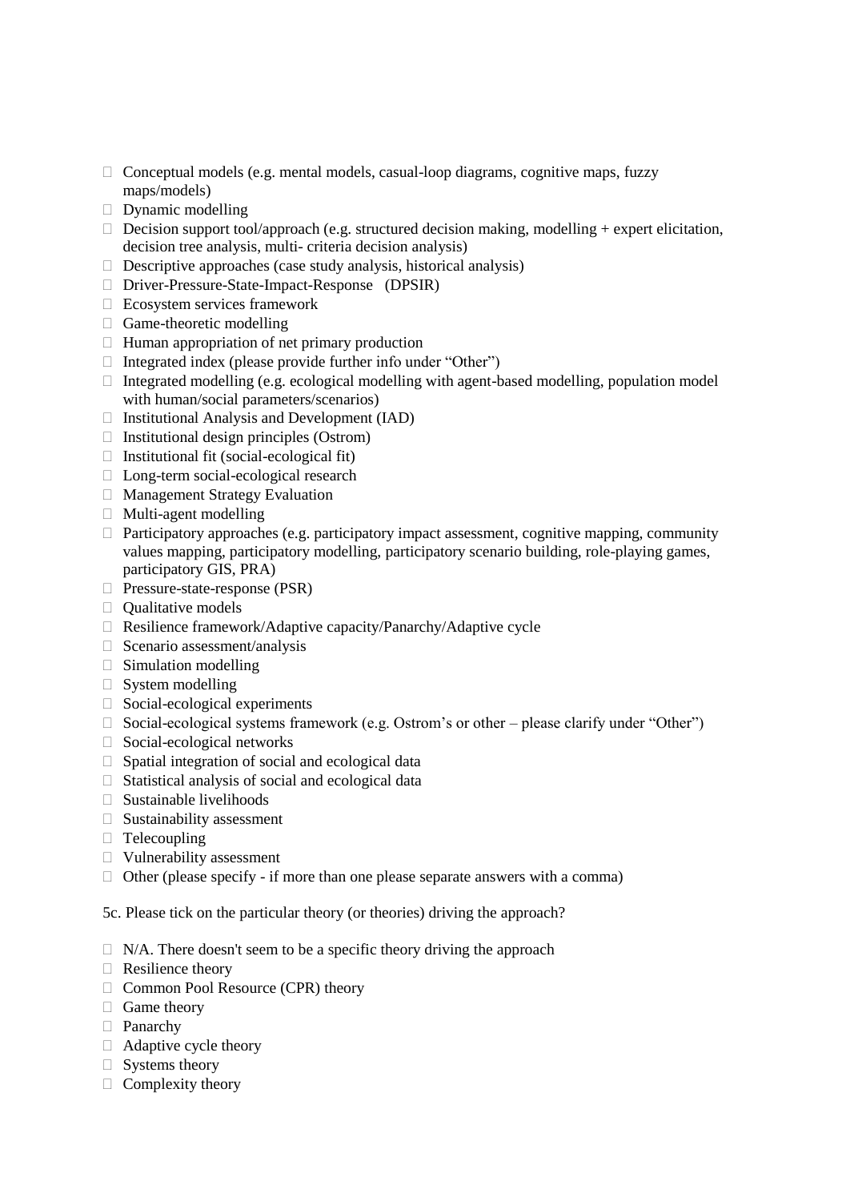- Conceptual models (e.g. mental models, casual-loop diagrams, cognitive maps, fuzzy maps/models)
- Dynamic modelling
- Decision support tool/approach (e.g. structured decision making, modelling + expert elicitation, decision tree analysis, multi- criteria decision analysis)
- Descriptive approaches (case study analysis, historical analysis)
- Driver-Pressure-State-Impact-Response (DPSIR)
- Ecosystem services framework
- Game-theoretic modelling
- Human appropriation of net primary production
- Integrated index (please provide further info under "Other")
- Integrated modelling (e.g. ecological modelling with agent-based modelling, population model with human/social parameters/scenarios)
- Institutional Analysis and Development (IAD)
- Institutional design principles (Ostrom)
- Institutional fit (social-ecological fit)
- Long-term social-ecological research
- Management Strategy Evaluation
- Multi-agent modelling
- Participatory approaches (e.g. participatory impact assessment, cognitive mapping, community values mapping, participatory modelling, participatory scenario building, role-playing games, participatory GIS, PRA)
- Pressure-state-response (PSR)
- Qualitative models
- Resilience framework/Adaptive capacity/Panarchy/Adaptive cycle
- Scenario assessment/analysis
- Simulation modelling
- System modelling
- Social-ecological experiments
- Social-ecological systems framework (e.g. Ostrom's or other – please clarify under "Other")
- Social-ecological networks
- Spatial integration of social and ecological data
- Statistical analysis of social and ecological data
- Sustainable livelihoods
- Sustainability assessment
- Telecoupling
- Vulnerability assessment
- Other (please specify - if more than one please separate answers with a comma)

5c. Please tick on the particular theory (or theories) driving the approach?

- N/A. There doesn't seem to be a specific theory driving the approach
- Resilience theory
- Common Pool Resource (CPR) theory
- Game theory
- Panarchy
- Adaptive cycle theory
- Systems theory
- Complexity theory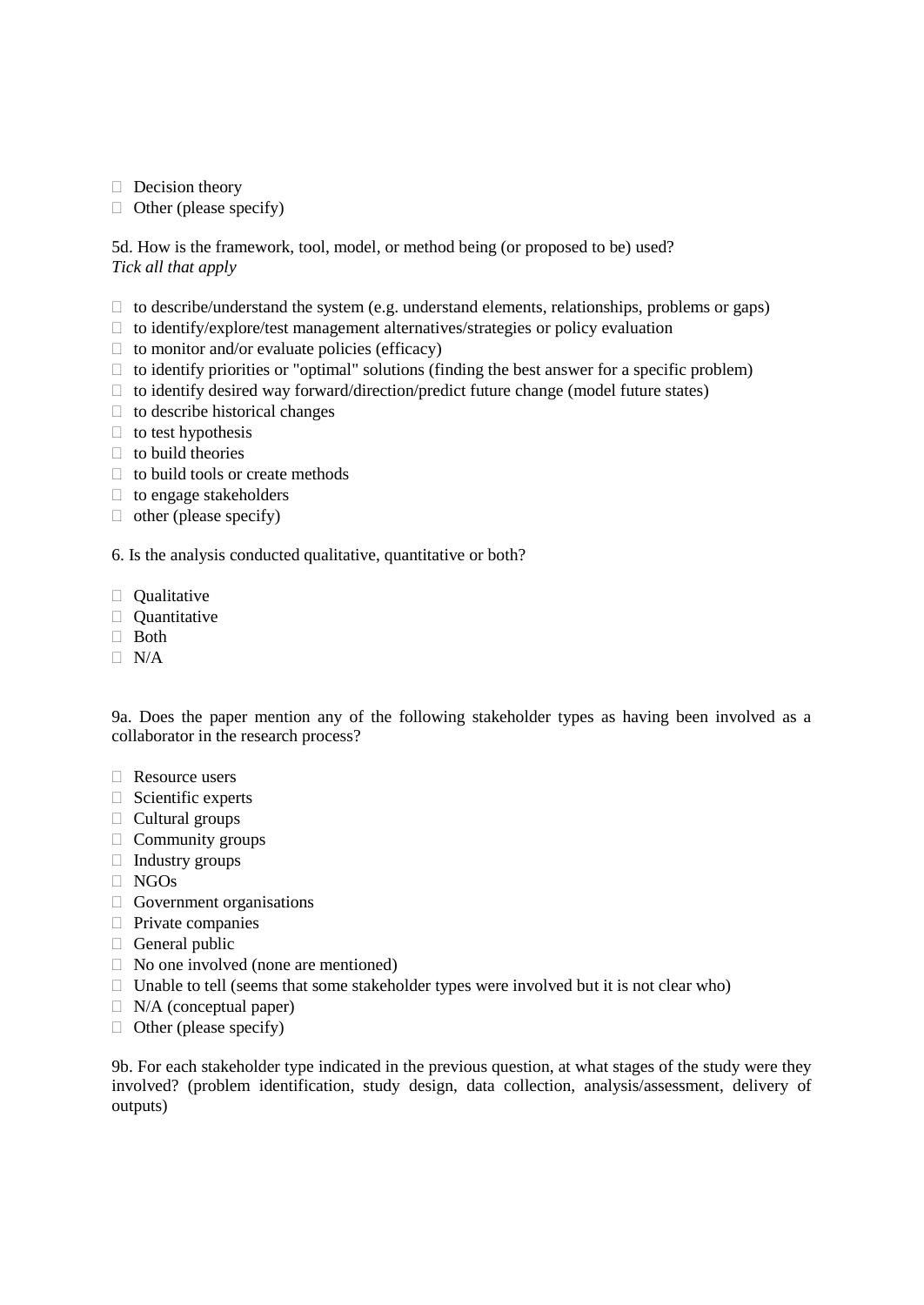- Decision theory
- Other (please specify)

5d. How is the framework, tool, model, or method being (or proposed to be) used?
*Tick all that apply*

- to describe/understand the system (e.g. understand elements, relationships, problems or gaps)
- to identify/explore/test management alternatives/strategies or policy evaluation
- to monitor and/or evaluate policies (efficacy)
- to identify priorities or "optimal" solutions (finding the best answer for a specific problem)
- to identify desired way forward/direction/predict future change (model future states)
- to describe historical changes
- to test hypothesis
- to build theories
- to build tools or create methods
- to engage stakeholders
- other (please specify)

6. Is the analysis conducted qualitative, quantitative or both?

- Qualitative
- Quantitative
- Both
- N/A

9a. Does the paper mention any of the following stakeholder types as having been involved as a collaborator in the research process?

- Resource users
- Scientific experts
- Cultural groups
- Community groups
- Industry groups
- NGOs
- Government organisations
- Private companies
- General public
- No one involved (none are mentioned)
- Unable to tell (seems that some stakeholder types were involved but it is not clear who)
- N/A (conceptual paper)
- Other (please specify)

9b. For each stakeholder type indicated in the previous question, at what stages of the study were they involved? (problem identification, study design, data collection, analysis/assessment, delivery of outputs)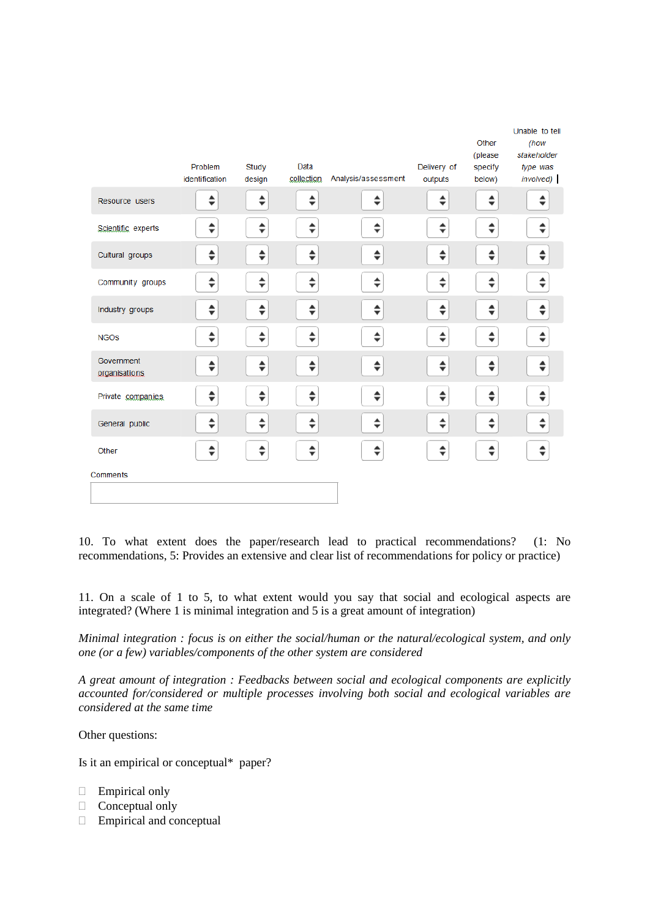| | Problem identification | Study design | Data collection | Analysis/assessment | Delivery of outputs | Other (please specify below) | Unable to tell (how stakeholder type was involved) |
|---|---|---|---|---|---|---|---|
| Resource users | | | | | | | |
| Scientific experts | | | | | | | |
| Cultural groups | | | | | | | |
| Community groups | | | | | | | |
| Industry groups | | | | | | | |
| NGOs | | | | | | | |
| Government organisations | | | | | | | |
| Private companies | | | | | | | |
| General public | | | | | | | |
| Other | | | | | | | |

Comments

10. To what extent does the paper/research lead to practical recommendations? (1: No recommendations, 5: Provides an extensive and clear list of recommendations for policy or practice)

11. On a scale of 1 to 5, to what extent would you say that social and ecological aspects are integrated? (Where 1 is minimal integration and 5 is a great amount of integration)

*Minimal integration : focus is on either the social/human or the natural/ecological system, and only one (or a few) variables/components of the other system are considered*

*A great amount of integration : Feedbacks between social and ecological components are explicitly accounted for/considered or multiple processes involving both social and ecological variables are considered at the same time*

Other questions:

Is it an empirical or conceptual* paper?

- Empirical only
- Conceptual only
- Empirical and conceptual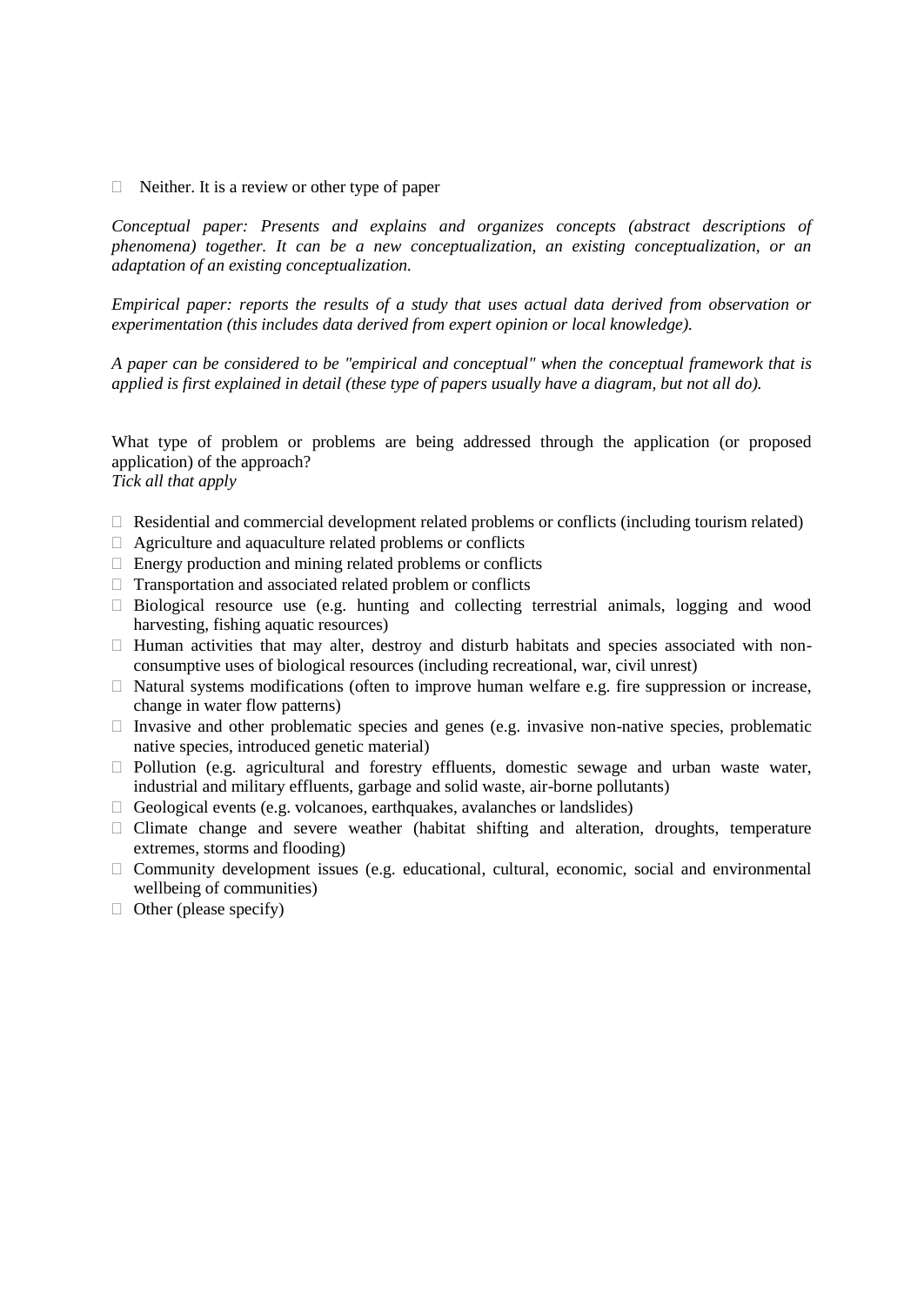- ☐ Neither. It is a review or other type of paper

*Conceptual paper: Presents and explains and organizes concepts (abstract descriptions of phenomena) together. It can be a new conceptualization, an existing conceptualization, or an adaptation of an existing conceptualization.*

*Empirical paper: reports the results of a study that uses actual data derived from observation or experimentation (this includes data derived from expert opinion or local knowledge).*

*A paper can be considered to be "empirical and conceptual" when the conceptual framework that is applied is first explained in detail (these type of papers usually have a diagram, but not all do).*

What type of problem or problems are being addressed through the application (or proposed application) of the approach?
*Tick all that apply*

- ☐ Residential and commercial development related problems or conflicts (including tourism related)
- ☐ Agriculture and aquaculture related problems or conflicts
- ☐ Energy production and mining related problems or conflicts
- ☐ Transportation and associated related problem or conflicts
- ☐ Biological resource use (e.g. hunting and collecting terrestrial animals, logging and wood harvesting, fishing aquatic resources)
- ☐ Human activities that may alter, destroy and disturb habitats and species associated with non-consumptive uses of biological resources (including recreational, war, civil unrest)
- ☐ Natural systems modifications (often to improve human welfare e.g. fire suppression or increase, change in water flow patterns)
- ☐ Invasive and other problematic species and genes (e.g. invasive non-native species, problematic native species, introduced genetic material)
- ☐ Pollution (e.g. agricultural and forestry effluents, domestic sewage and urban waste water, industrial and military effluents, garbage and solid waste, air-borne pollutants)
- ☐ Geological events (e.g. volcanoes, earthquakes, avalanches or landslides)
- ☐ Climate change and severe weather (habitat shifting and alteration, droughts, temperature extremes, storms and flooding)
- ☐ Community development issues (e.g. educational, cultural, economic, social and environmental wellbeing of communities)
- ☐ Other (please specify)